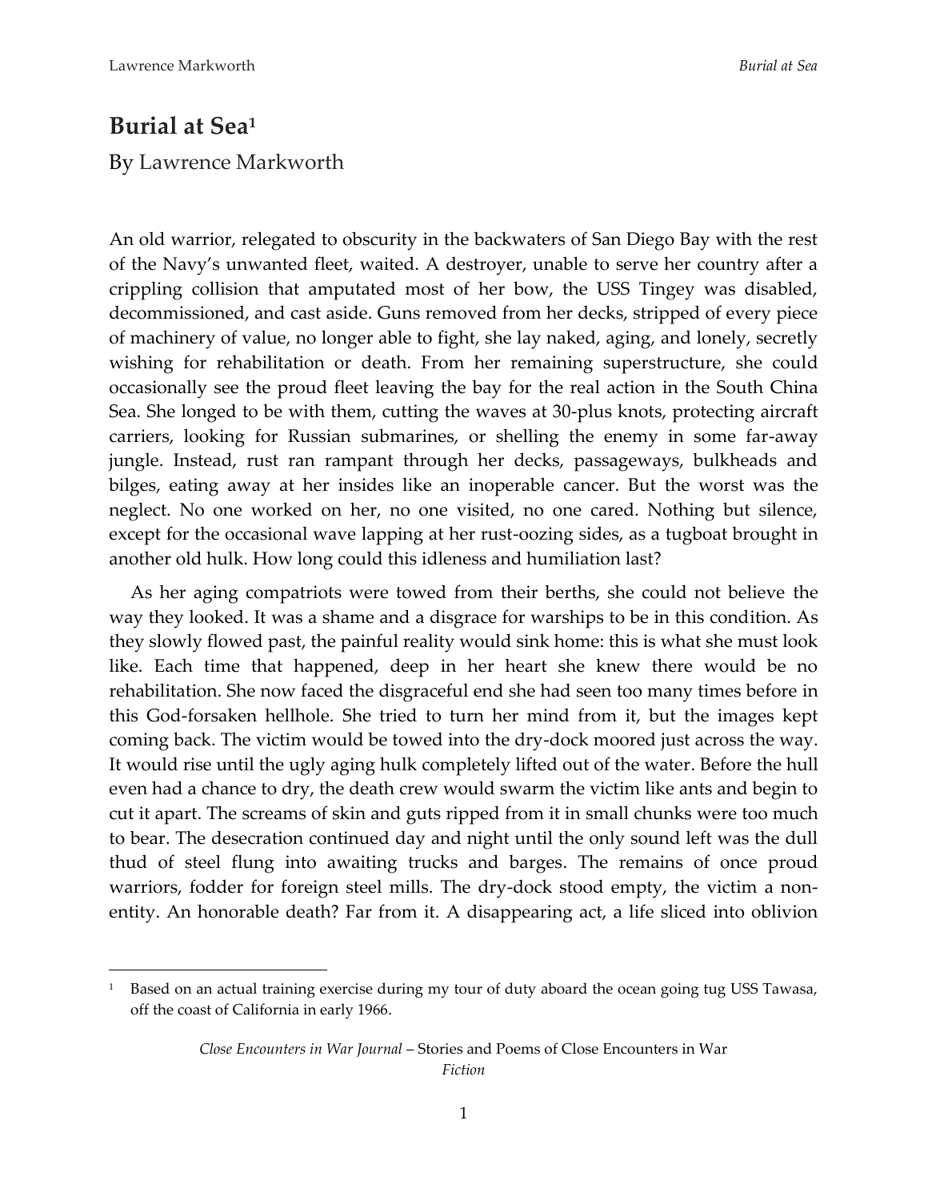# Burial at Sea[1]

By Lawrence Markworth

An old warrior, relegated to obscurity in the backwaters of San Diego Bay with the rest of the Navy's unwanted fleet, waited. A destroyer, unable to serve her country after a crippling collision that amputated most of her bow, the USS Tingey was disabled, decommissioned, and cast aside. Guns removed from her decks, stripped of every piece of machinery of value, no longer able to fight, she lay naked, aging, and lonely, secretly wishing for rehabilitation or death. From her remaining superstructure, she could occasionally see the proud fleet leaving the bay for the real action in the South China Sea. She longed to be with them, cutting the waves at 30-plus knots, protecting aircraft carriers, looking for Russian submarines, or shelling the enemy in some far-away jungle. Instead, rust ran rampant through her decks, passageways, bulkheads and bilges, eating away at her insides like an inoperable cancer. But the worst was the neglect. No one worked on her, no one visited, no one cared. Nothing but silence, except for the occasional wave lapping at her rust-oozing sides, as a tugboat brought in another old hulk. How long could this idleness and humiliation last?

As her aging compatriots were towed from their berths, she could not believe the way they looked. It was a shame and a disgrace for warships to be in this condition. As they slowly flowed past, the painful reality would sink home: this is what she must look like. Each time that happened, deep in her heart she knew there would be no rehabilitation. She now faced the disgraceful end she had seen too many times before in this God-forsaken hellhole. She tried to turn her mind from it, but the images kept coming back. The victim would be towed into the dry-dock moored just across the way. It would rise until the ugly aging hulk completely lifted out of the water. Before the hull even had a chance to dry, the death crew would swarm the victim like ants and begin to cut it apart. The screams of skin and guts ripped from it in small chunks were too much to bear. The desecration continued day and night until the only sound left was the dull thud of steel flung into awaiting trucks and barges. The remains of once proud warriors, fodder for foreign steel mills. The dry-dock stood empty, the victim a non-entity. An honorable death? Far from it. A disappearing act, a life sliced into oblivion

---

[1] Based on an actual training exercise during my tour of duty aboard the ocean going tug USS Tawasa, off the coast of California in early 1966.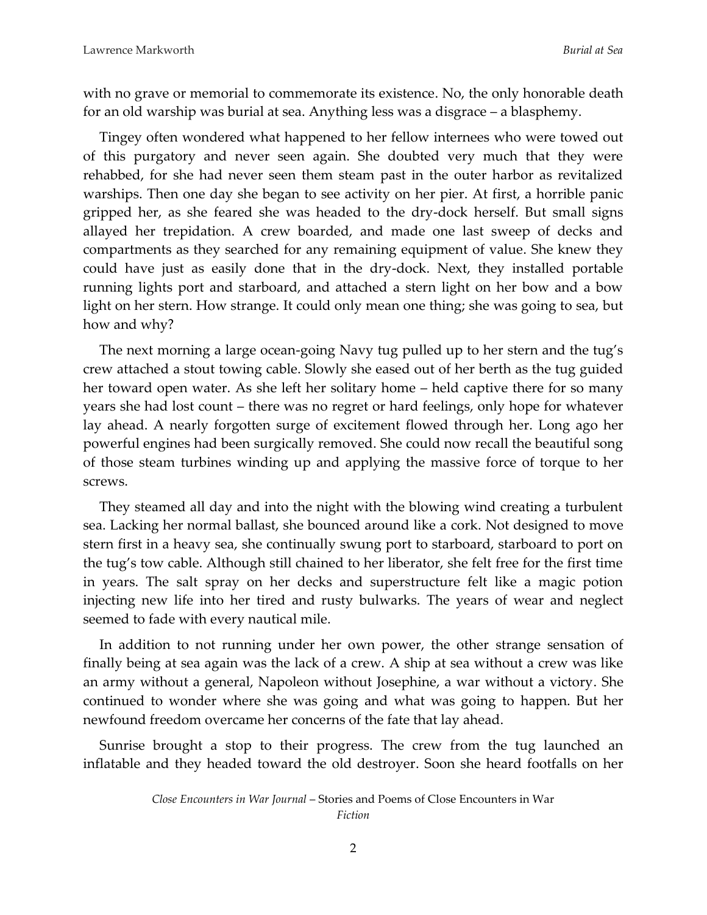with no grave or memorial to commemorate its existence. No, the only honorable death for an old warship was burial at sea. Anything less was a disgrace – a blasphemy.

Tingey often wondered what happened to her fellow internees who were towed out of this purgatory and never seen again. She doubted very much that they were rehabbed, for she had never seen them steam past in the outer harbor as revitalized warships. Then one day she began to see activity on her pier. At first, a horrible panic gripped her, as she feared she was headed to the dry-dock herself. But small signs allayed her trepidation. A crew boarded, and made one last sweep of decks and compartments as they searched for any remaining equipment of value. She knew they could have just as easily done that in the dry-dock. Next, they installed portable running lights port and starboard, and attached a stern light on her bow and a bow light on her stern. How strange. It could only mean one thing; she was going to sea, but how and why?

The next morning a large ocean-going Navy tug pulled up to her stern and the tug's crew attached a stout towing cable. Slowly she eased out of her berth as the tug guided her toward open water. As she left her solitary home – held captive there for so many years she had lost count – there was no regret or hard feelings, only hope for whatever lay ahead. A nearly forgotten surge of excitement flowed through her. Long ago her powerful engines had been surgically removed. She could now recall the beautiful song of those steam turbines winding up and applying the massive force of torque to her screws.

They steamed all day and into the night with the blowing wind creating a turbulent sea. Lacking her normal ballast, she bounced around like a cork. Not designed to move stern first in a heavy sea, she continually swung port to starboard, starboard to port on the tug's tow cable. Although still chained to her liberator, she felt free for the first time in years. The salt spray on her decks and superstructure felt like a magic potion injecting new life into her tired and rusty bulwarks. The years of wear and neglect seemed to fade with every nautical mile.

In addition to not running under her own power, the other strange sensation of finally being at sea again was the lack of a crew. A ship at sea without a crew was like an army without a general, Napoleon without Josephine, a war without a victory. She continued to wonder where she was going and what was going to happen. But her newfound freedom overcame her concerns of the fate that lay ahead.

Sunrise brought a stop to their progress. The crew from the tug launched an inflatable and they headed toward the old destroyer. Soon she heard footfalls on her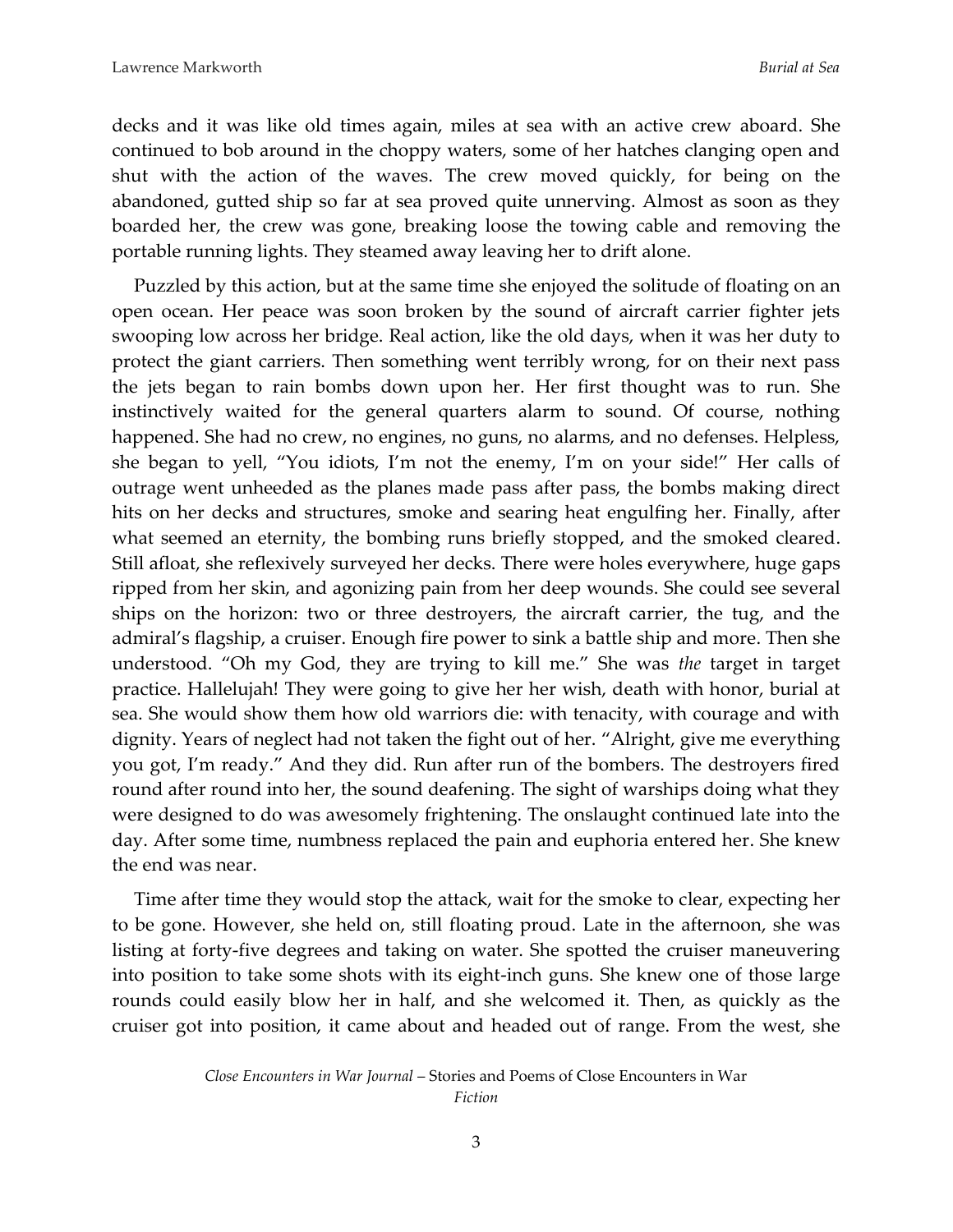decks and it was like old times again, miles at sea with an active crew aboard. She continued to bob around in the choppy waters, some of her hatches clanging open and shut with the action of the waves. The crew moved quickly, for being on the abandoned, gutted ship so far at sea proved quite unnerving. Almost as soon as they boarded her, the crew was gone, breaking loose the towing cable and removing the portable running lights. They steamed away leaving her to drift alone.

Puzzled by this action, but at the same time she enjoyed the solitude of floating on an open ocean. Her peace was soon broken by the sound of aircraft carrier fighter jets swooping low across her bridge. Real action, like the old days, when it was her duty to protect the giant carriers. Then something went terribly wrong, for on their next pass the jets began to rain bombs down upon her. Her first thought was to run. She instinctively waited for the general quarters alarm to sound. Of course, nothing happened. She had no crew, no engines, no guns, no alarms, and no defenses. Helpless, she began to yell, "You idiots, I'm not the enemy, I'm on your side!" Her calls of outrage went unheeded as the planes made pass after pass, the bombs making direct hits on her decks and structures, smoke and searing heat engulfing her. Finally, after what seemed an eternity, the bombing runs briefly stopped, and the smoked cleared. Still afloat, she reflexively surveyed her decks. There were holes everywhere, huge gaps ripped from her skin, and agonizing pain from her deep wounds. She could see several ships on the horizon: two or three destroyers, the aircraft carrier, the tug, and the admiral's flagship, a cruiser. Enough fire power to sink a battle ship and more. Then she understood. "Oh my God, they are trying to kill me." She was *the* target in target practice. Hallelujah! They were going to give her her wish, death with honor, burial at sea. She would show them how old warriors die: with tenacity, with courage and with dignity. Years of neglect had not taken the fight out of her. "Alright, give me everything you got, I'm ready." And they did. Run after run of the bombers. The destroyers fired round after round into her, the sound deafening. The sight of warships doing what they were designed to do was awesomely frightening. The onslaught continued late into the day. After some time, numbness replaced the pain and euphoria entered her. She knew the end was near.

Time after time they would stop the attack, wait for the smoke to clear, expecting her to be gone. However, she held on, still floating proud. Late in the afternoon, she was listing at forty-five degrees and taking on water. She spotted the cruiser maneuvering into position to take some shots with its eight-inch guns. She knew one of those large rounds could easily blow her in half, and she welcomed it. Then, as quickly as the cruiser got into position, it came about and headed out of range. From the west, she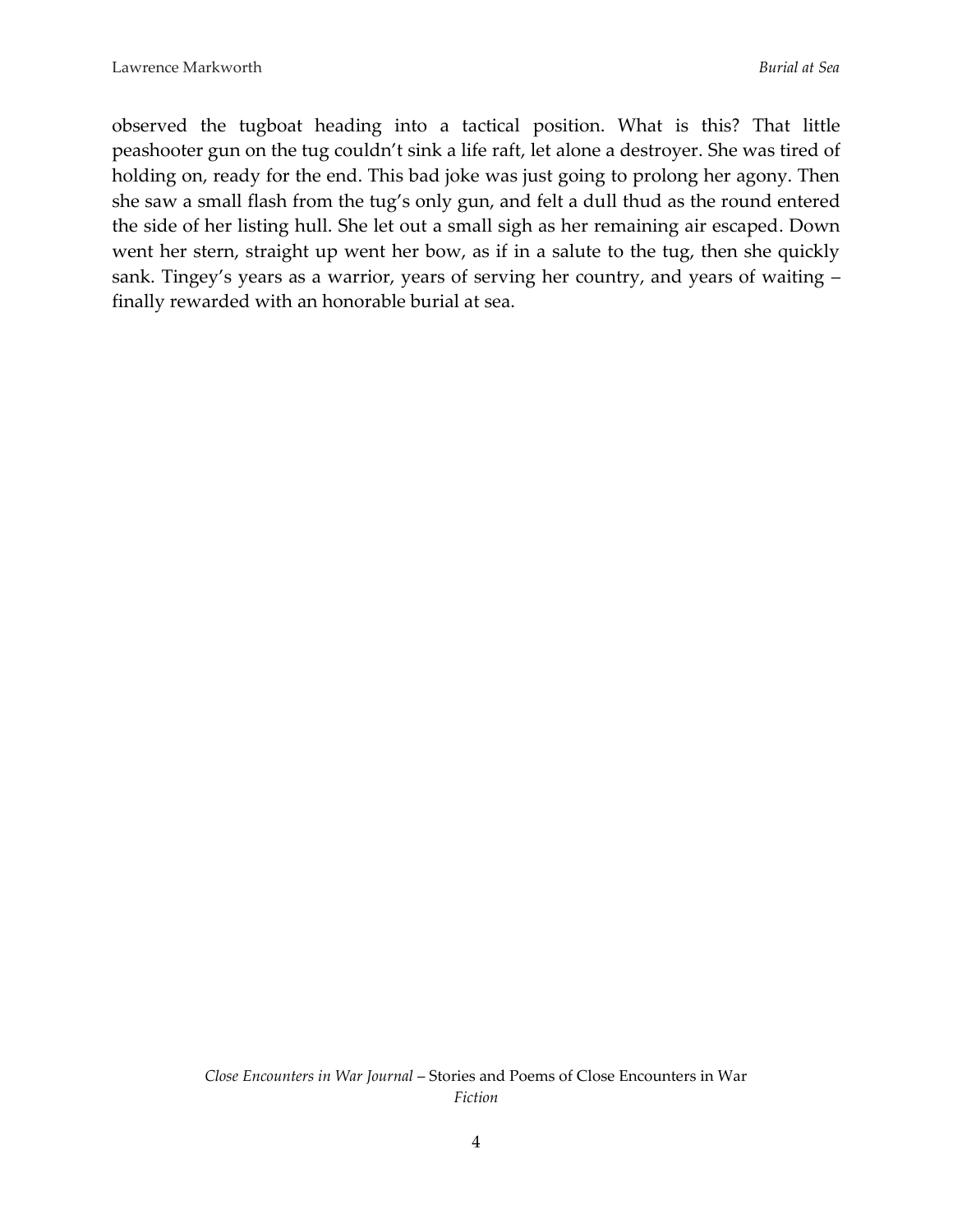observed the tugboat heading into a tactical position. What is this? That little peashooter gun on the tug couldn't sink a life raft, let alone a destroyer. She was tired of holding on, ready for the end. This bad joke was just going to prolong her agony. Then she saw a small flash from the tug's only gun, and felt a dull thud as the round entered the side of her listing hull. She let out a small sigh as her remaining air escaped. Down went her stern, straight up went her bow, as if in a salute to the tug, then she quickly sank. Tingey's years as a warrior, years of serving her country, and years of waiting – finally rewarded with an honorable burial at sea.